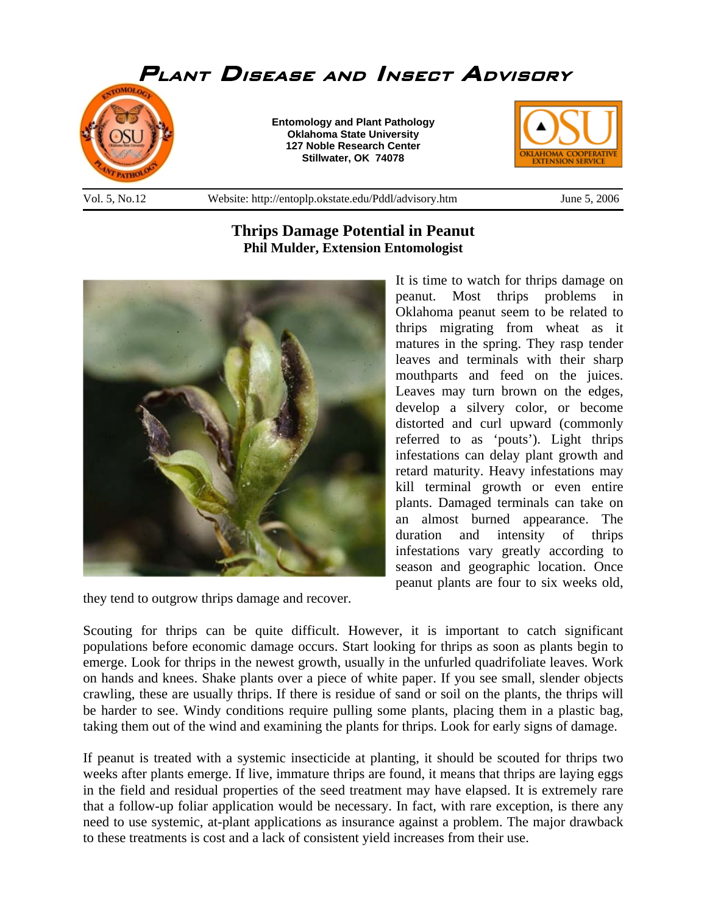# Plant Disease and Insect Advisory

**Entomology and Plant Pathology**
**Oklahoma State University**
**127 Noble Research Center**
**Stillwater, OK 74078**

Vol. 5, No.12 Website: http://entoplp.okstate.edu/Pddl/advisory.htm June 5, 2006

## Thrips Damage Potential in Peanut

**Phil Mulder, Extension Entomologist**

It is time to watch for thrips damage on peanut. Most thrips problems in Oklahoma peanut seem to be related to thrips migrating from wheat as it matures in the spring. They rasp tender leaves and terminals with their sharp mouthparts and feed on the juices. Leaves may turn brown on the edges, develop a silvery color, or become distorted and curl upward (commonly referred to as 'pouts'). Light thrips infestations can delay plant growth and retard maturity. Heavy infestations may kill terminal growth or even entire plants. Damaged terminals can take on an almost burned appearance. The duration and intensity of thrips infestations vary greatly according to season and geographic location. Once peanut plants are four to six weeks old, they tend to outgrow thrips damage and recover.

Scouting for thrips can be quite difficult. However, it is important to catch significant populations before economic damage occurs. Start looking for thrips as soon as plants begin to emerge. Look for thrips in the newest growth, usually in the unfurled quadrifoliate leaves. Work on hands and knees. Shake plants over a piece of white paper. If you see small, slender objects crawling, these are usually thrips. If there is residue of sand or soil on the plants, the thrips will be harder to see. Windy conditions require pulling some plants, placing them in a plastic bag, taking them out of the wind and examining the plants for thrips. Look for early signs of damage.

If peanut is treated with a systemic insecticide at planting, it should be scouted for thrips two weeks after plants emerge. If live, immature thrips are found, it means that thrips are laying eggs in the field and residual properties of the seed treatment may have elapsed. It is extremely rare that a follow-up foliar application would be necessary. In fact, with rare exception, is there any need to use systemic, at-plant applications as insurance against a problem. The major drawback to these treatments is cost and a lack of consistent yield increases from their use.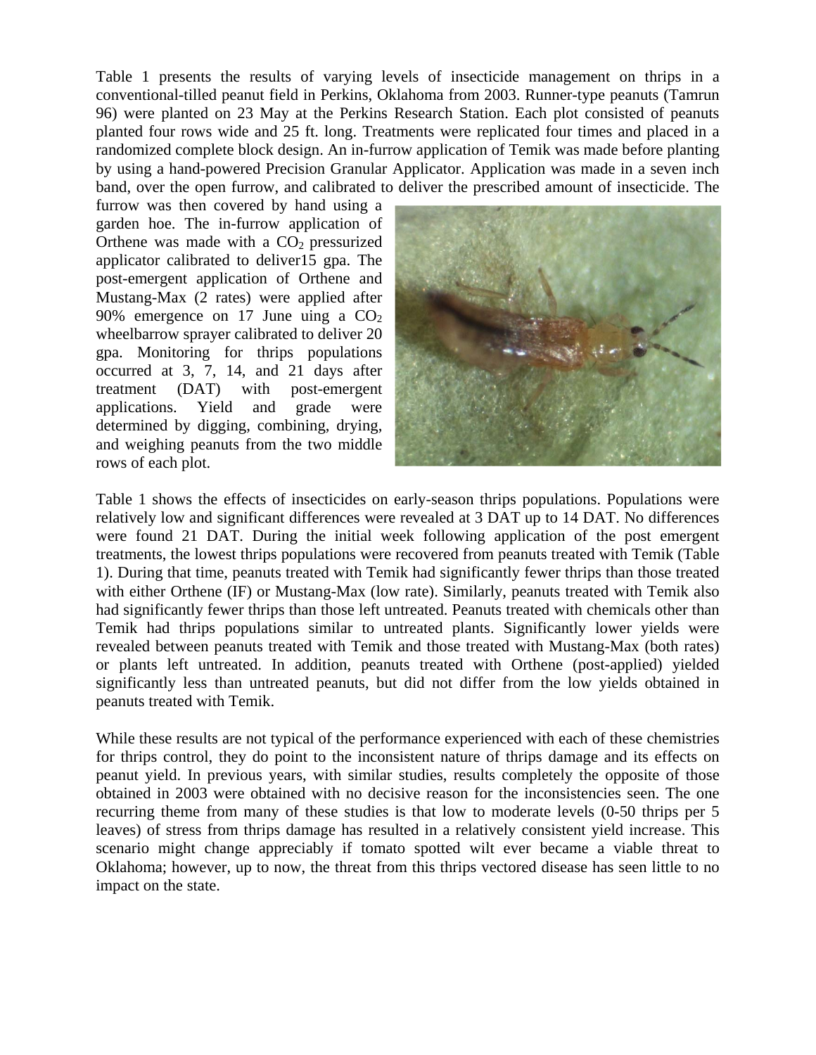Table 1 presents the results of varying levels of insecticide management on thrips in a conventional-tilled peanut field in Perkins, Oklahoma from 2003. Runner-type peanuts (Tamrun 96) were planted on 23 May at the Perkins Research Station. Each plot consisted of peanuts planted four rows wide and 25 ft. long. Treatments were replicated four times and placed in a randomized complete block design. An in-furrow application of Temik was made before planting by using a hand-powered Precision Granular Applicator. Application was made in a seven inch band, over the open furrow, and calibrated to deliver the prescribed amount of insecticide. The furrow was then covered by hand using a garden hoe. The in-furrow application of Orthene was made with a $CO_2$ pressurized applicator calibrated to deliver15 gpa. The post-emergent application of Orthene and Mustang-Max (2 rates) were applied after 90% emergence on 17 June uing a $CO_2$ wheelbarrow sprayer calibrated to deliver 20 gpa. Monitoring for thrips populations occurred at 3, 7, 14, and 21 days after treatment (DAT) with post-emergent applications. Yield and grade were determined by digging, combining, drying, and weighing peanuts from the two middle rows of each plot.

Table 1 shows the effects of insecticides on early-season thrips populations. Populations were relatively low and significant differences were revealed at 3 DAT up to 14 DAT. No differences were found 21 DAT. During the initial week following application of the post emergent treatments, the lowest thrips populations were recovered from peanuts treated with Temik (Table 1). During that time, peanuts treated with Temik had significantly fewer thrips than those treated with either Orthene (IF) or Mustang-Max (low rate). Similarly, peanuts treated with Temik also had significantly fewer thrips than those left untreated. Peanuts treated with chemicals other than Temik had thrips populations similar to untreated plants. Significantly lower yields were revealed between peanuts treated with Temik and those treated with Mustang-Max (both rates) or plants left untreated. In addition, peanuts treated with Orthene (post-applied) yielded significantly less than untreated peanuts, but did not differ from the low yields obtained in peanuts treated with Temik.

While these results are not typical of the performance experienced with each of these chemistries for thrips control, they do point to the inconsistent nature of thrips damage and its effects on peanut yield. In previous years, with similar studies, results completely the opposite of those obtained in 2003 were obtained with no decisive reason for the inconsistencies seen. The one recurring theme from many of these studies is that low to moderate levels (0-50 thrips per 5 leaves) of stress from thrips damage has resulted in a relatively consistent yield increase. This scenario might change appreciably if tomato spotted wilt ever became a viable threat to Oklahoma; however, up to now, the threat from this thrips vectored disease has seen little to no impact on the state.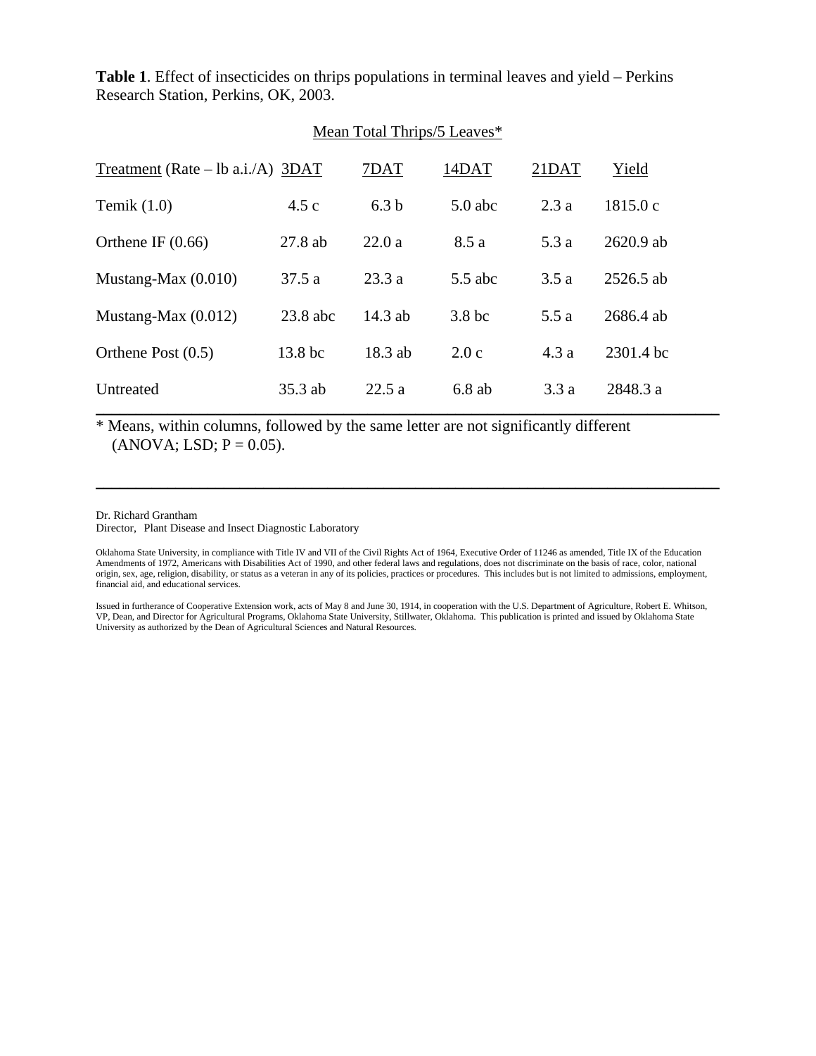**Table 1**. Effect of insecticides on thrips populations in terminal leaves and yield – Perkins Research Station, Perkins, OK, 2003.

| Treatment (Rate – lb a.i./A) | Mean Total Thrips/5 Leaves* | | | | |
|---|---|---|---|---|---|
| | 3DAT | 7DAT | 14DAT | 21DAT | Yield |
| Temik (1.0) | 4.5 c | 6.3 b | 5.0 abc | 2.3 a | 1815.0 c |
| Orthene IF (0.66) | 27.8 ab | 22.0 a | 8.5 a | 5.3 a | 2620.9 ab |
| Mustang-Max (0.010) | 37.5 a | 23.3 a | 5.5 abc | 3.5 a | 2526.5 ab |
| Mustang-Max (0.012) | 23.8 abc | 14.3 ab | 3.8 bc | 5.5 a | 2686.4 ab |
| Orthene Post (0.5) | 13.8 bc | 18.3 ab | 2.0 c | 4.3 a | 2301.4 bc |
| Untreated | 35.3 ab | 22.5 a | 6.8 ab | 3.3 a | 2848.3 a |

* Means, within columns, followed by the same letter are not significantly different (ANOVA; LSD; P = 0.05).

Dr. Richard Grantham
Director, Plant Disease and Insect Diagnostic Laboratory

Oklahoma State University, in compliance with Title IV and VII of the Civil Rights Act of 1964, Executive Order of 11246 as amended, Title IX of the Education Amendments of 1972, Americans with Disabilities Act of 1990, and other federal laws and regulations, does not discriminate on the basis of race, color, national origin, sex, age, religion, disability, or status as a veteran in any of its policies, practices or procedures. This includes but is not limited to admissions, employment, financial aid, and educational services.

Issued in furtherance of Cooperative Extension work, acts of May 8 and June 30, 1914, in cooperation with the U.S. Department of Agriculture, Robert E. Whitson, VP, Dean, and Director for Agricultural Programs, Oklahoma State University, Stillwater, Oklahoma. This publication is printed and issued by Oklahoma State University as authorized by the Dean of Agricultural Sciences and Natural Resources.